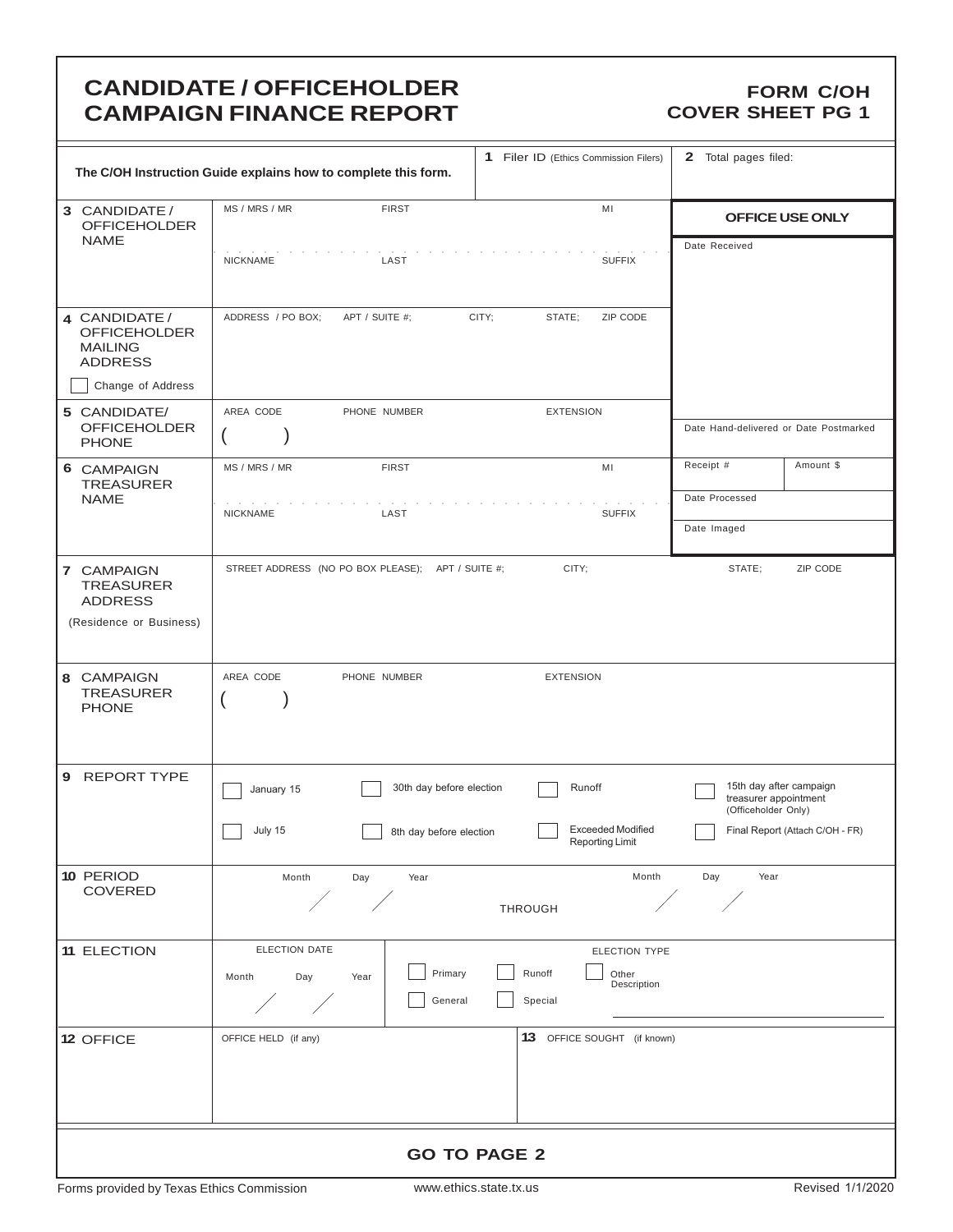# CANDIDATE / OFFICEHOLDER CAMPAIGN FINANCE REPORT

## FORM C/OH COVER SHEET PG 1

**The C/OH Instruction Guide explains how to complete this form.**

**1** Filer ID (Ethics Commission Filers)

**2** Total pages filed:

| | | |
|---|---|---|
| **3** CANDIDATE / OFFICEHOLDER NAME | MS / MRS / MR &nbsp; FIRST &nbsp; MI<br>NICKNAME &nbsp; LAST &nbsp; SUFFIX | **OFFICE USE ONLY**<br>Date Received |
| **4** CANDIDATE / OFFICEHOLDER MAILING ADDRESS<br>☐ Change of Address | ADDRESS / PO BOX; &nbsp; APT / SUITE #; &nbsp; CITY; &nbsp; STATE; &nbsp; ZIP CODE | |
| **5** CANDIDATE/ OFFICEHOLDER PHONE | AREA CODE &nbsp; PHONE NUMBER &nbsp; EXTENSION<br>( &nbsp; ) | Date Hand-delivered or Date Postmarked |
| **6** CAMPAIGN TREASURER NAME | MS / MRS / MR &nbsp; FIRST &nbsp; MI<br>NICKNAME &nbsp; LAST &nbsp; SUFFIX | Receipt # &nbsp; Amount $<br>Date Processed<br>Date Imaged |
| **7** CAMPAIGN TREASURER ADDRESS<br>(Residence or Business) | STREET ADDRESS (NO PO BOX PLEASE); &nbsp; APT / SUITE #; &nbsp; CITY; &nbsp; STATE; &nbsp; ZIP CODE | |
| **8** CAMPAIGN TREASURER PHONE | AREA CODE &nbsp; PHONE NUMBER &nbsp; EXTENSION<br>( &nbsp; ) | |

**9** REPORT TYPE

- ☐ January 15
- ☐ July 15
- ☐ 30th day before election
- ☐ 8th day before election
- ☐ Runoff
- ☐ Exceeded Modified Reporting Limit
- ☐ 15th day after campaign treasurer appointment (Officeholder Only)
- ☐ Final Report (Attach C/OH - FR)

**10** PERIOD COVERED

Month / Day / Year THROUGH Month / Day / Year

**11** ELECTION

ELECTION DATE: Month / Day / Year

ELECTION TYPE:

- ☐ Primary
- ☐ General
- ☐ Runoff
- ☐ Special
- ☐ Other Description ______________________

**12** OFFICE

OFFICE HELD (if any)

**13** OFFICE SOUGHT (if known)

**GO TO PAGE 2**

Forms provided by Texas Ethics Commission &nbsp; www.ethics.state.tx.us &nbsp; Revised 1/1/2020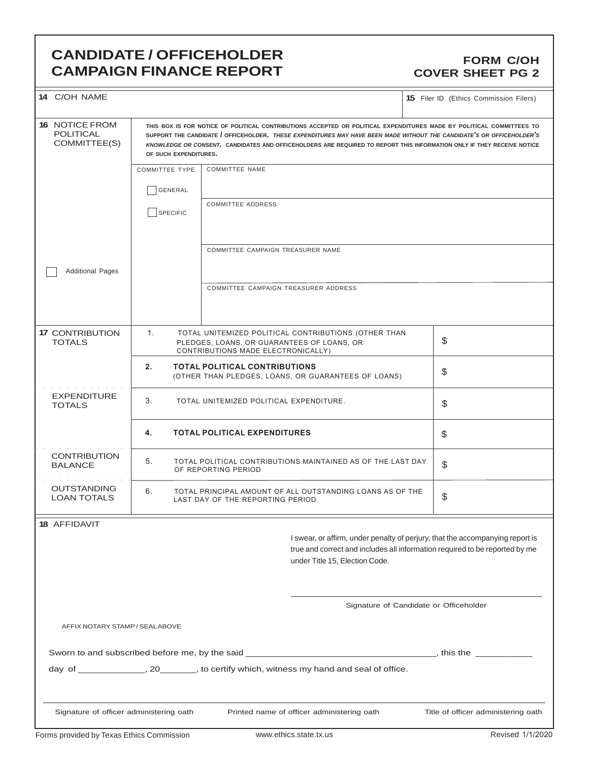# CANDIDATE / OFFICEHOLDER CAMPAIGN FINANCE REPORT

## FORM C/OH COVER SHEET PG 2

| | | |
|---|---|---|
| **14** C/OH NAME | | **15** Filer ID (Ethics Commission Filers) |

**16** NOTICE FROM POLITICAL COMMITTEE(S)

THIS BOX IS FOR NOTICE OF POLITICAL CONTRIBUTIONS ACCEPTED OR POLITICAL EXPENDITURES MADE BY POLITICAL COMMITTEES TO SUPPORT THE CANDIDATE / OFFICEHOLDER. *THESE EXPENDITURES MAY HAVE BEEN MADE WITHOUT THE CANDIDATE'S OR OFFICEHOLDER'S KNOWLEDGE OR CONSENT.* CANDIDATES AND OFFICEHOLDERS ARE REQUIRED TO REPORT THIS INFORMATION ONLY IF THEY RECEIVE NOTICE OF SUCH EXPENDITURES.

| COMMITTEE TYPE | |
|---|---|
| ☐ GENERAL | COMMITTEE NAME |
| ☐ SPECIFIC | COMMITTEE ADDRESS |
| | COMMITTEE CAMPAIGN TREASURER NAME |
| | COMMITTEE CAMPAIGN TREASURER ADDRESS |

☐ Additional Pages

| | | | |
|---|---|---|---|
| **17** CONTRIBUTION TOTALS | 1. | TOTAL UNITEMIZED POLITICAL CONTRIBUTIONS (OTHER THAN PLEDGES, LOANS, OR GUARANTEES OF LOANS, OR CONTRIBUTIONS MADE ELECTRONICALLY) | $ |
| | **2.** | **TOTAL POLITICAL CONTRIBUTIONS** (OTHER THAN PLEDGES, LOANS, OR GUARANTEES OF LOANS) | $ |
| EXPENDITURE TOTALS | 3. | TOTAL UNITEMIZED POLITICAL EXPENDITURE. | $ |
| | **4.** | **TOTAL POLITICAL EXPENDITURES** | $ |
| CONTRIBUTION BALANCE | 5. | TOTAL POLITICAL CONTRIBUTIONS MAINTAINED AS OF THE LAST DAY OF REPORTING PERIOD | $ |
| OUTSTANDING LOAN TOTALS | 6. | TOTAL PRINCIPAL AMOUNT OF ALL OUTSTANDING LOANS AS OF THE LAST DAY OF THE REPORTING PERIOD | $ |

**18** AFFIDAVIT

I swear, or affirm, under penalty of perjury, that the accompanying report is true and correct and includes all information required to be reported by me under Title 15, Election Code.

\_\_\_\_\_\_\_\_\_\_\_\_\_\_\_\_\_\_\_\_\_\_\_\_\_\_\_\_\_\_\_\_\_\_\_\_\_\_\_\_

Signature of Candidate or Officeholder

AFFIX NOTARY STAMP / SEALABOVE

Sworn to and subscribed before me, by the said \_\_\_\_\_\_\_\_\_\_\_\_\_\_\_\_\_\_\_\_\_\_\_\_\_\_\_\_\_\_\_\_, this the \_\_\_\_\_\_\_\_\_\_

day of \_\_\_\_\_\_\_\_\_\_\_\_, 20\_\_\_\_\_\_, to certify which, witness my hand and seal of office.

| Signature of officer administering oath | Printed name of officer administering oath | Title of officer administering oath |
|---|---|---|

Forms provided by Texas Ethics Commission www.ethics.state.tx.us Revised 1/1/2020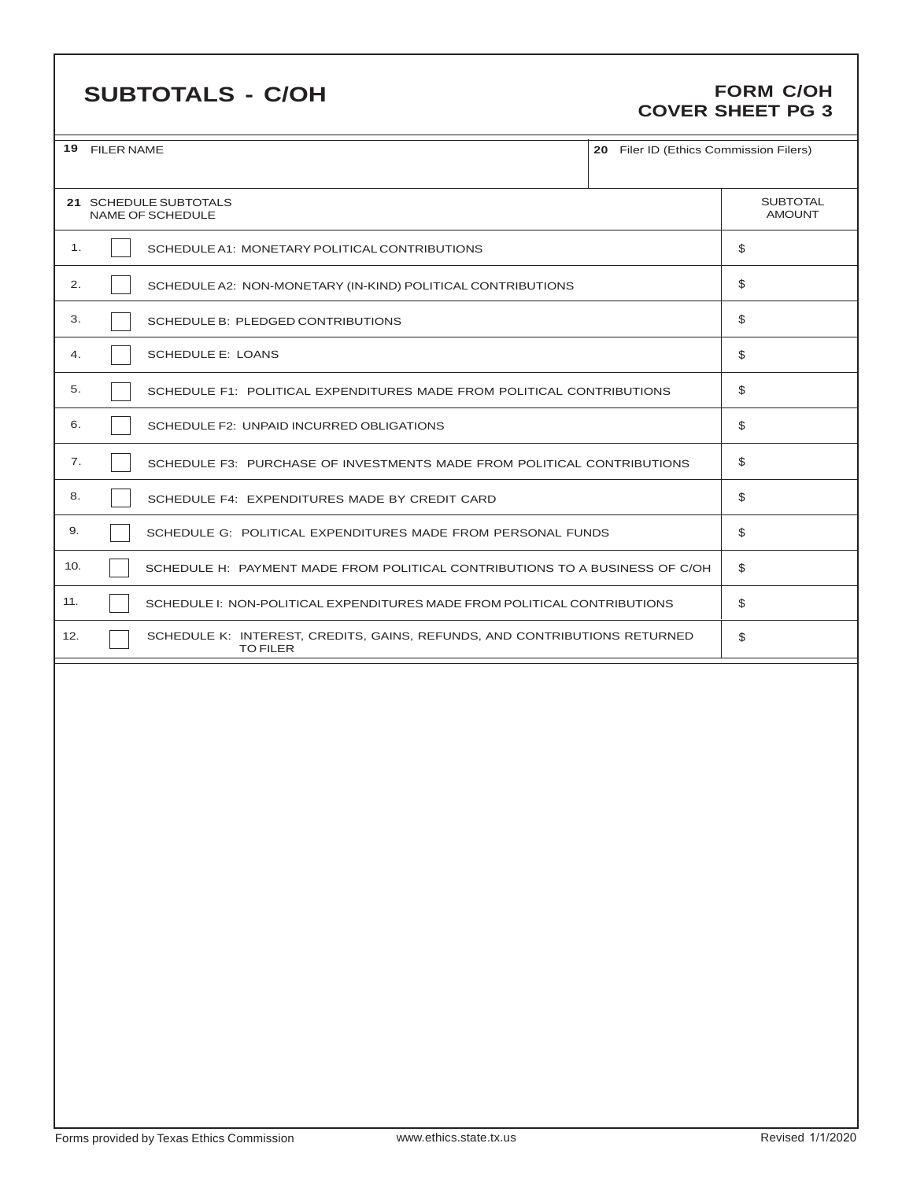# SUBTOTALS - C/OH

**FORM C/OH**
**COVER SHEET PG 3**

| **19** FILER NAME | **20** Filer ID (Ethics Commission Filers) |
|---|---|
| | |

| **21** SCHEDULE SUBTOTALS<br>NAME OF SCHEDULE | | | SUBTOTAL AMOUNT |
|---|---|---|---|
| 1. | ☐ | SCHEDULE A1: MONETARY POLITICAL CONTRIBUTIONS | $ |
| 2. | ☐ | SCHEDULE A2: NON-MONETARY (IN-KIND) POLITICAL CONTRIBUTIONS | $ |
| 3. | ☐ | SCHEDULE B: PLEDGED CONTRIBUTIONS | $ |
| 4. | ☐ | SCHEDULE E: LOANS | $ |
| 5. | ☐ | SCHEDULE F1: POLITICAL EXPENDITURES MADE FROM POLITICAL CONTRIBUTIONS | $ |
| 6. | ☐ | SCHEDULE F2: UNPAID INCURRED OBLIGATIONS | $ |
| 7. | ☐ | SCHEDULE F3: PURCHASE OF INVESTMENTS MADE FROM POLITICAL CONTRIBUTIONS | $ |
| 8. | ☐ | SCHEDULE F4: EXPENDITURES MADE BY CREDIT CARD | $ |
| 9. | ☐ | SCHEDULE G: POLITICAL EXPENDITURES MADE FROM PERSONAL FUNDS | $ |
| 10. | ☐ | SCHEDULE H: PAYMENT MADE FROM POLITICAL CONTRIBUTIONS TO A BUSINESS OF C/OH | $ |
| 11. | ☐ | SCHEDULE I: NON-POLITICAL EXPENDITURES MADE FROM POLITICAL CONTRIBUTIONS | $ |
| 12. | ☐ | SCHEDULE K: INTEREST, CREDITS, GAINS, REFUNDS, AND CONTRIBUTIONS RETURNED TO FILER | $ |

Forms provided by Texas Ethics Commission www.ethics.state.tx.us Revised 1/1/2020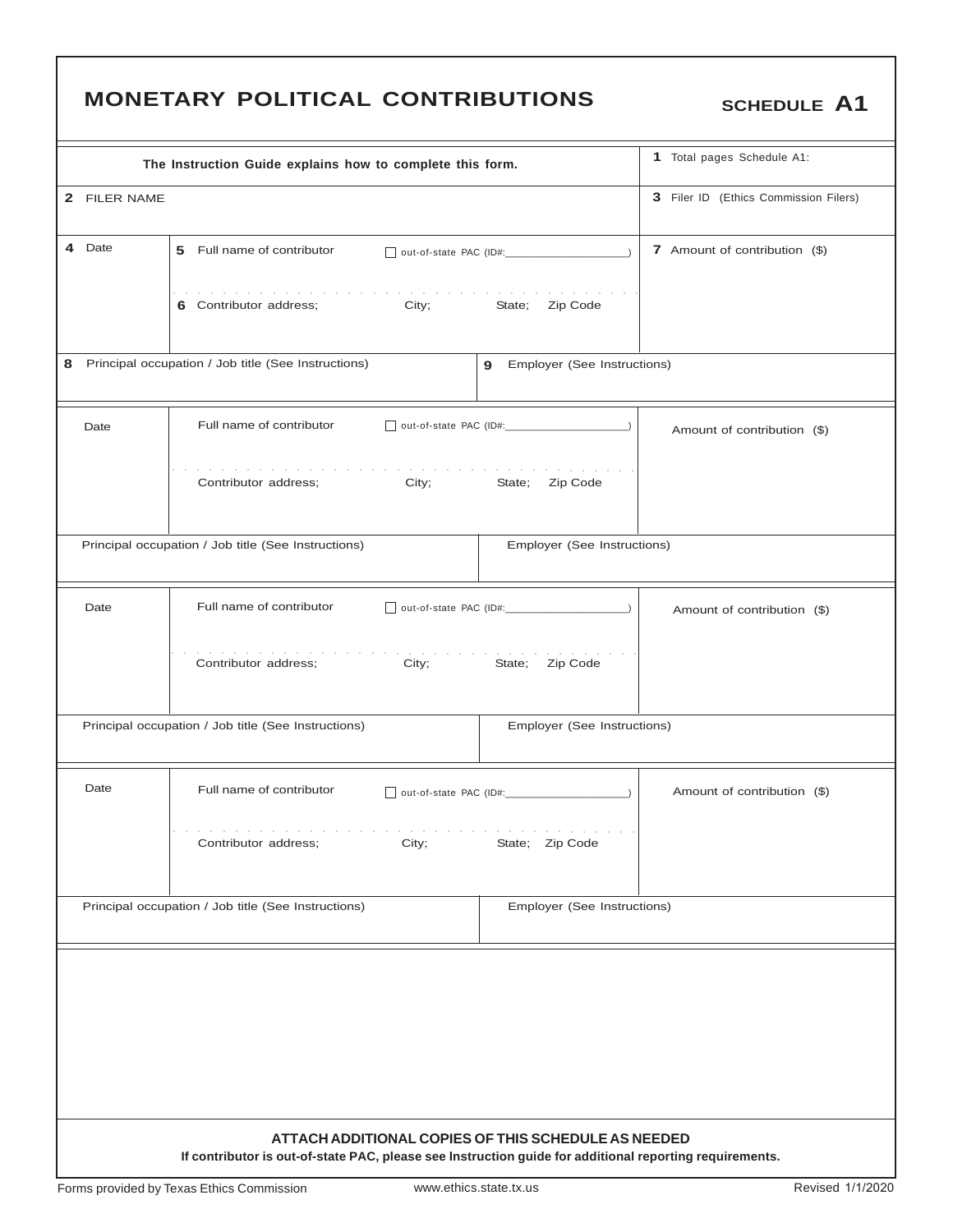# MONETARY POLITICAL CONTRIBUTIONS

**SCHEDULE A1**

| **The Instruction Guide explains how to complete this form.** | **1** Total pages Schedule A1: |
|---|---|
| **2** FILER NAME | **3** Filer ID (Ethics Commission Filers) |

| **4** Date | **5** Full name of contributor ☐ out-of-state PAC (ID#:\_\_\_\_\_\_\_\_\_\_) <br> **6** Contributor address; City; State; Zip Code | **7** Amount of contribution ($) |
|---|---|---|
| **8** Principal occupation / Job title (See Instructions) | **9** Employer (See Instructions) | |

| Date | Full name of contributor ☐ out-of-state PAC (ID#:\_\_\_\_\_\_\_\_\_\_) <br> Contributor address; City; State; Zip Code | Amount of contribution ($) |
|---|---|---|
| Principal occupation / Job title (See Instructions) | Employer (See Instructions) | |

| Date | Full name of contributor ☐ out-of-state PAC (ID#:\_\_\_\_\_\_\_\_\_\_) <br> Contributor address; City; State; Zip Code | Amount of contribution ($) |
|---|---|---|
| Principal occupation / Job title (See Instructions) | Employer (See Instructions) | |

| Date | Full name of contributor ☐ out-of-state PAC (ID#:\_\_\_\_\_\_\_\_\_\_) <br> Contributor address; City; State; Zip Code | Amount of contribution ($) |
|---|---|---|
| Principal occupation / Job title (See Instructions) | Employer (See Instructions) | |

**ATTACH ADDITIONAL COPIES OF THIS SCHEDULE AS NEEDED**

**If contributor is out-of-state PAC, please see Instruction guide for additional reporting requirements.**

Forms provided by Texas Ethics Commission www.ethics.state.tx.us Revised 1/1/2020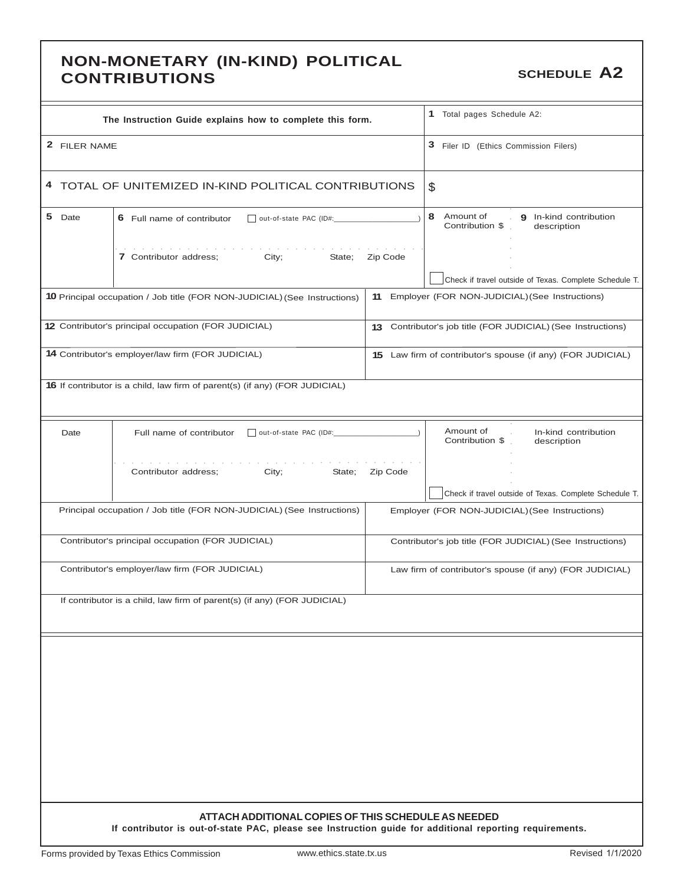# NON-MONETARY (IN-KIND) POLITICAL CONTRIBUTIONS

**SCHEDULE A2**

| The Instruction Guide explains how to complete this form. | 1 Total pages Schedule A2: |
|---|---|
| 2 FILER NAME | 3 Filer ID (Ethics Commission Filers) |
| 4 TOTAL OF UNITEMIZED IN-KIND POLITICAL CONTRIBUTIONS | $ |

| 5 Date | 6 Full name of contributor ☐ out-of-state PAC (ID#:\_\_\_\_\_\_\_\_\_\_) <br> 7 Contributor address; City; State; Zip Code | 8 Amount of Contribution $ | 9 In-kind contribution description <br> ☐ Check if travel outside of Texas. Complete Schedule T. |
|---|---|---|---|

| 10 Principal occupation / Job title (FOR NON-JUDICIAL) (See Instructions) | 11 Employer (FOR NON-JUDICIAL) (See Instructions) |
|---|---|
| 12 Contributor's principal occupation (FOR JUDICIAL) | 13 Contributor's job title (FOR JUDICIAL) (See Instructions) |
| 14 Contributor's employer/law firm (FOR JUDICIAL) | 15 Law firm of contributor's spouse (if any) (FOR JUDICIAL) |
| 16 If contributor is a child, law firm of parent(s) (if any) (FOR JUDICIAL) | |

| Date | Full name of contributor ☐ out-of-state PAC (ID#:\_\_\_\_\_\_\_\_\_\_) <br> Contributor address; City; State; Zip Code | Amount of Contribution $ | In-kind contribution description <br> ☐ Check if travel outside of Texas. Complete Schedule T. |
|---|---|---|---|

| Principal occupation / Job title (FOR NON-JUDICIAL) (See Instructions) | Employer (FOR NON-JUDICIAL) (See Instructions) |
|---|---|
| Contributor's principal occupation (FOR JUDICIAL) | Contributor's job title (FOR JUDICIAL) (See Instructions) |
| Contributor's employer/law firm (FOR JUDICIAL) | Law firm of contributor's spouse (if any) (FOR JUDICIAL) |
| If contributor is a child, law firm of parent(s) (if any) (FOR JUDICIAL) | |

**ATTACH ADDITIONAL COPIES OF THIS SCHEDULE AS NEEDED**

**If contributor is out-of-state PAC, please see Instruction guide for additional reporting requirements.**

Forms provided by Texas Ethics Commission www.ethics.state.tx.us Revised 1/1/2020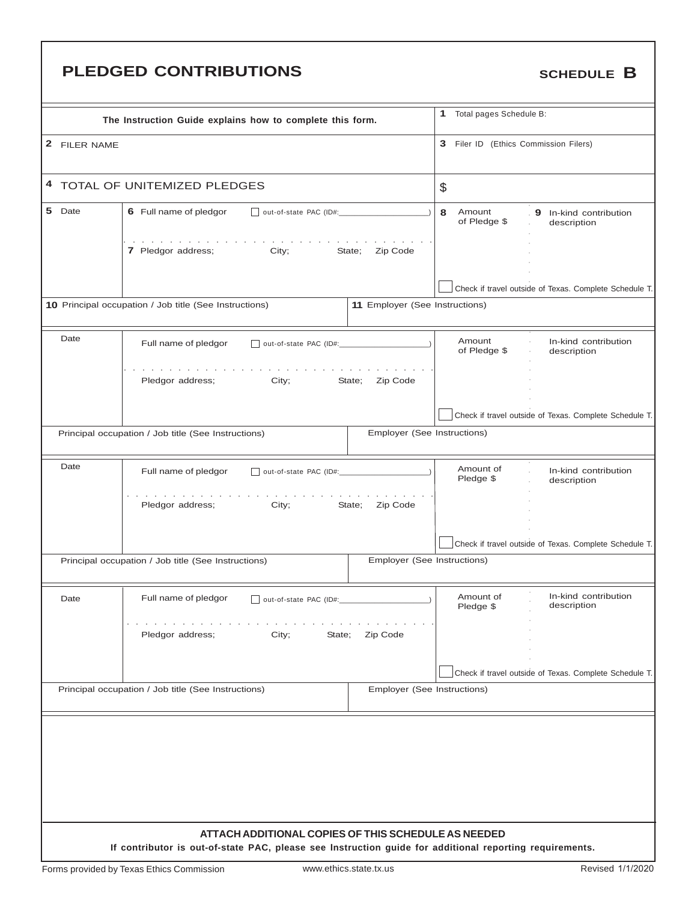# PLEDGED CONTRIBUTIONS

**SCHEDULE B**

| The Instruction Guide explains how to complete this form. | 1 Total pages Schedule B: |
|---|---|
| 2 FILER NAME | 3 Filer ID (Ethics Commission Filers) |
| 4 TOTAL OF UNITEMIZED PLEDGES | $ |

| 5 Date | 6 Full name of pledgor ☐ out-of-state PAC (ID#:\_\_\_\_\_\_\_\_) <br> 7 Pledgor address; City; State; Zip Code | 8 Amount of Pledge $ | 9 In-kind contribution description <br> ☐ Check if travel outside of Texas. Complete Schedule T. |
|---|---|---|---|
| 10 Principal occupation / Job title (See Instructions) | | 11 Employer (See Instructions) | |
| Date | Full name of pledgor ☐ out-of-state PAC (ID#:\_\_\_\_\_\_\_\_) <br> Pledgor address; City; State; Zip Code | Amount of Pledge $ | In-kind contribution description <br> ☐ Check if travel outside of Texas. Complete Schedule T. |
| Principal occupation / Job title (See Instructions) | | Employer (See Instructions) | |
| Date | Full name of pledgor ☐ out-of-state PAC (ID#:\_\_\_\_\_\_\_\_) <br> Pledgor address; City; State; Zip Code | Amount of Pledge $ | In-kind contribution description <br> ☐ Check if travel outside of Texas. Complete Schedule T. |
| Principal occupation / Job title (See Instructions) | | Employer (See Instructions) | |
| Date | Full name of pledgor ☐ out-of-state PAC (ID#:\_\_\_\_\_\_\_\_) <br> Pledgor address; City; State; Zip Code | Amount of Pledge $ | In-kind contribution description <br> ☐ Check if travel outside of Texas. Complete Schedule T. |
| Principal occupation / Job title (See Instructions) | | Employer (See Instructions) | |

**ATTACH ADDITIONAL COPIES OF THIS SCHEDULE AS NEEDED**

**If contributor is out-of-state PAC, please see Instruction guide for additional reporting requirements.**

Forms provided by Texas Ethics Commission www.ethics.state.tx.us Revised 1/1/2020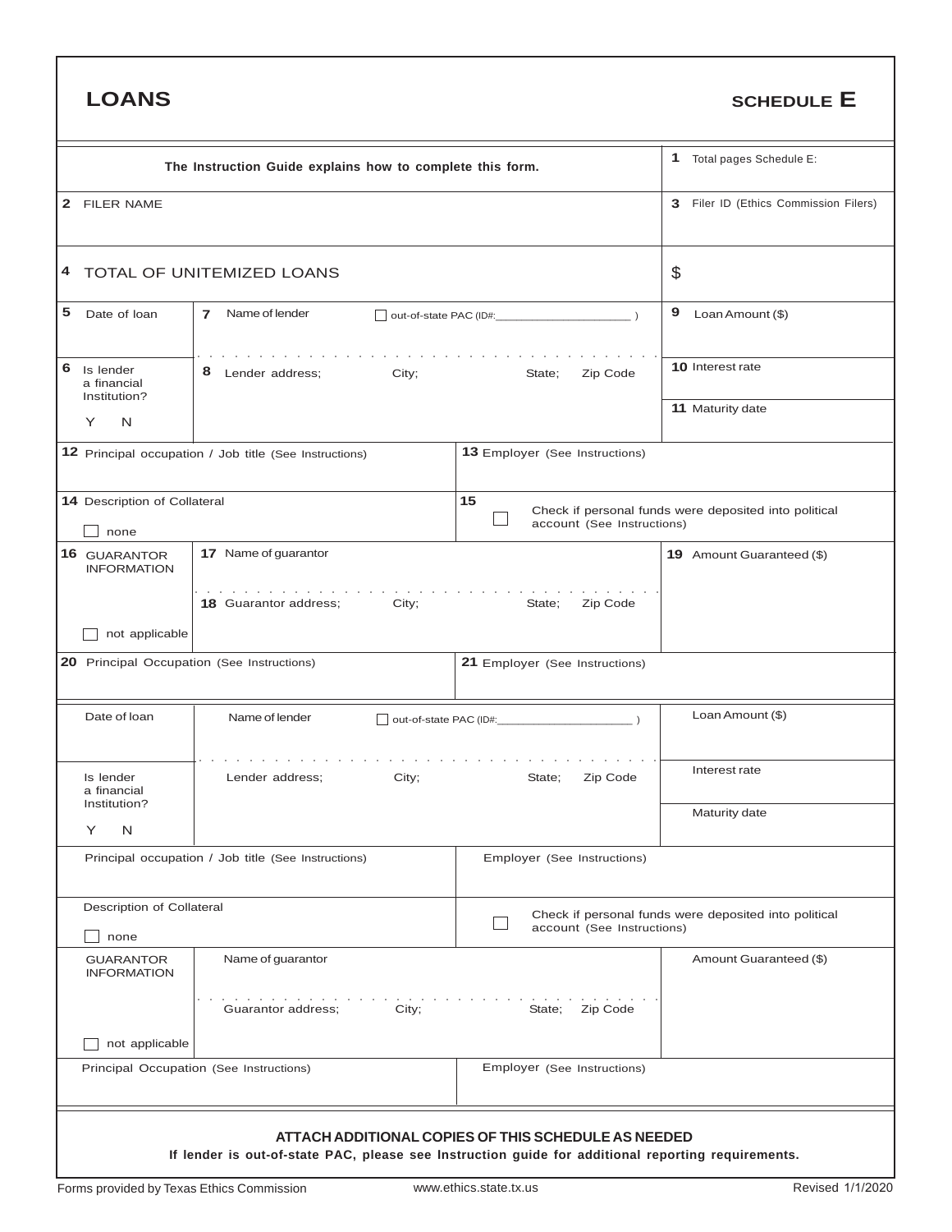# LOANS

## SCHEDULE E

| The Instruction Guide explains how to complete this form. | | | 1 Total pages Schedule E: |
|---|---|---|---|
| 2 FILER NAME | | | 3 Filer ID (Ethics Commission Filers) |
| 4 TOTAL OF UNITEMIZED LOANS | | | $ |
| 5 Date of loan | 7 Name of lender ☐ out-of-state PAC (ID#:______________ ) | | 9 Loan Amount ($) |
| 6 Is lender a financial Institution? Y N | 8 Lender address; City; State; Zip Code | | 10 Interest rate<br>11 Maturity date |
| 12 Principal occupation / Job title (See Instructions) | | 13 Employer (See Instructions) | |
| 14 Description of Collateral ☐ none | | 15 ☐ Check if personal funds were deposited into political account (See Instructions) | |
| 16 GUARANTOR INFORMATION ☐ not applicable | 17 Name of guarantor<br>18 Guarantor address; City; State; Zip Code | | 19 Amount Guaranteed ($) |
| 20 Principal Occupation (See Instructions) | | 21 Employer (See Instructions) | |

| Date of loan | Name of lender ☐ out-of-state PAC (ID#:______________ ) | | Loan Amount ($) |
|---|---|---|---|
| Is lender a financial Institution? Y N | Lender address; City; State; Zip Code | | Interest rate<br>Maturity date |
| Principal occupation / Job title (See Instructions) | | Employer (See Instructions) | |
| Description of Collateral ☐ none | | ☐ Check if personal funds were deposited into political account (See Instructions) | |
| GUARANTOR INFORMATION ☐ not applicable | Name of guarantor<br>Guarantor address; City; State; Zip Code | | Amount Guaranteed ($) |
| Principal Occupation (See Instructions) | | Employer (See Instructions) | |

**ATTACH ADDITIONAL COPIES OF THIS SCHEDULE AS NEEDED**

**If lender is out-of-state PAC, please see Instruction guide for additional reporting requirements.**

Forms provided by Texas Ethics Commission www.ethics.state.tx.us Revised 1/1/2020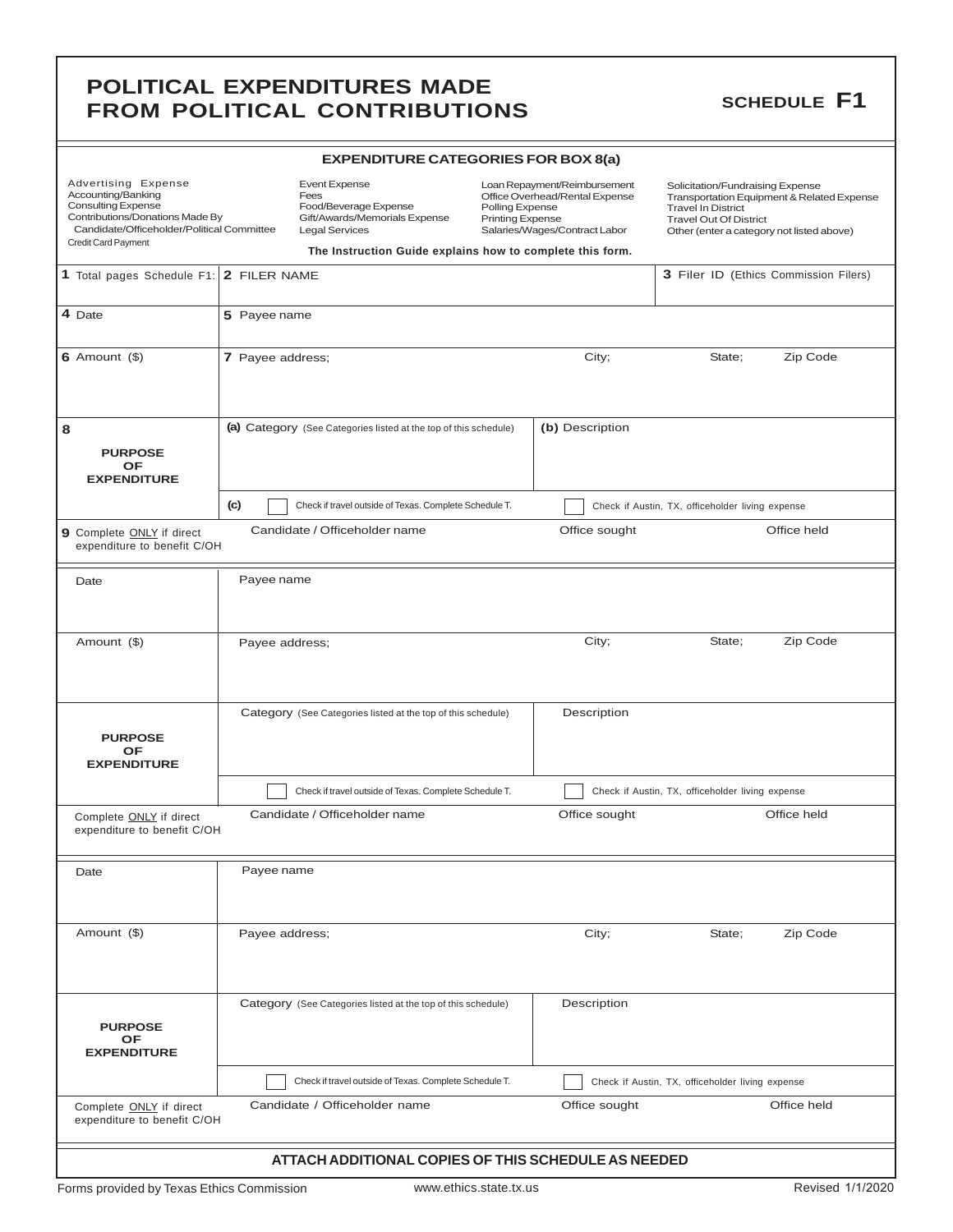# POLITICAL EXPENDITURES MADE FROM POLITICAL CONTRIBUTIONS

**SCHEDULE F1**

### EXPENDITURE CATEGORIES FOR BOX 8(a)

| | | | |
|---|---|---|---|
| Advertising Expense | Event Expense | Loan Repayment/Reimbursement | Solicitation/Fundraising Expense |
| Accounting/Banking | Fees | Office Overhead/Rental Expense | Transportation Equipment & Related Expense |
| Consulting Expense | Food/Beverage Expense | Polling Expense | Travel In District |
| Contributions/Donations Made By Candidate/Officeholder/Political Committee | Gift/Awards/Memorials Expense | Printing Expense | Travel Out Of District |
| Credit Card Payment | Legal Services | Salaries/Wages/Contract Labor | Other (enter a category not listed above) |

**The Instruction Guide explains how to complete this form.**

| | | | |
|---|---|---|---|
| **1** Total pages Schedule F1: | **2** FILER NAME | | **3** Filer ID (Ethics Commission Filers) |
| **4** Date | **5** Payee name | | |
| **6** Amount ($) | **7** Payee address; | City; | State; Zip Code |
| **8** **PURPOSE OF EXPENDITURE** | **(a)** Category (See Categories listed at the top of this schedule) | **(b)** Description | |
| | **(c)** ☐ Check if travel outside of Texas. Complete Schedule T. | ☐ Check if Austin, TX, officeholder living expense | |
| **9** Complete ONLY if direct expenditure to benefit C/OH | Candidate / Officeholder name | Office sought | Office held |

| | | | |
|---|---|---|---|
| Date | Payee name | | |
| Amount ($) | Payee address; | City; | State; Zip Code |
| **PURPOSE OF EXPENDITURE** | Category (See Categories listed at the top of this schedule) | Description | |
| | ☐ Check if travel outside of Texas. Complete Schedule T. | ☐ Check if Austin, TX, officeholder living expense | |
| Complete ONLY if direct expenditure to benefit C/OH | Candidate / Officeholder name | Office sought | Office held |

| | | | |
|---|---|---|---|
| Date | Payee name | | |
| Amount ($) | Payee address; | City; | State; Zip Code |
| **PURPOSE OF EXPENDITURE** | Category (See Categories listed at the top of this schedule) | Description | |
| | ☐ Check if travel outside of Texas. Complete Schedule T. | ☐ Check if Austin, TX, officeholder living expense | |
| Complete ONLY if direct expenditure to benefit C/OH | Candidate / Officeholder name | Office sought | Office held |

**ATTACH ADDITIONAL COPIES OF THIS SCHEDULE AS NEEDED**

Forms provided by Texas Ethics Commission www.ethics.state.tx.us Revised 1/1/2020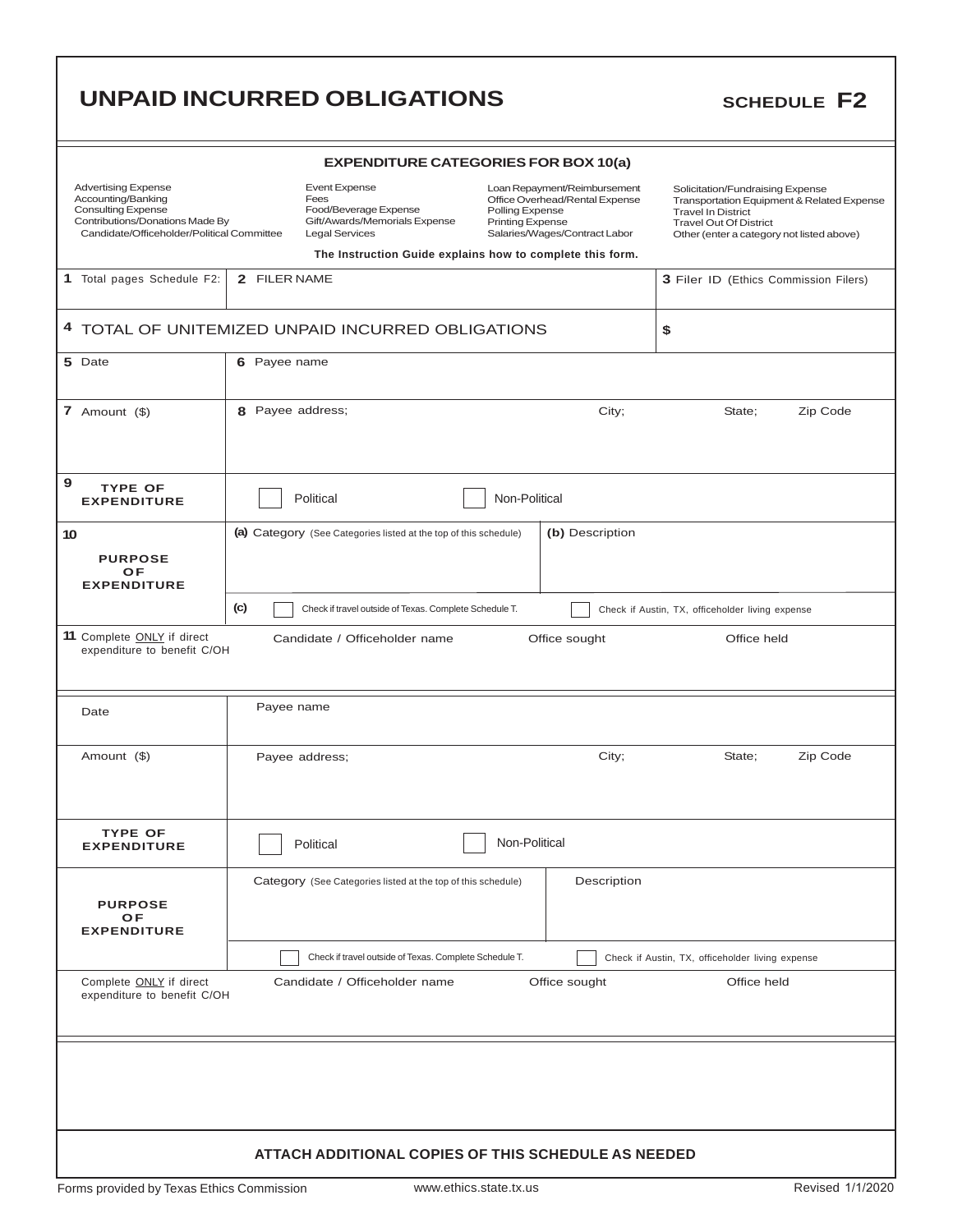# UNPAID INCURRED OBLIGATIONS

**SCHEDULE F2**

### EXPENDITURE CATEGORIES FOR BOX 10(a)

| | | | |
|---|---|---|---|
| Advertising Expense<br>Accounting/Banking<br>Consulting Expense<br>Contributions/Donations Made By Candidate/Officeholder/Political Committee | Event Expense<br>Fees<br>Food/Beverage Expense<br>Gift/Awards/Memorials Expense<br>Legal Services | Loan Repayment/Reimbursement<br>Office Overhead/Rental Expense<br>Polling Expense<br>Printing Expense<br>Salaries/Wages/Contract Labor | Solicitation/Fundraising Expense<br>Transportation Equipment & Related Expense<br>Travel In District<br>Travel Out Of District<br>Other (enter a category not listed above) |

**The Instruction Guide explains how to complete this form.**

| | | |
|---|---|---|
| **1** Total pages Schedule F2: | **2** FILER NAME | **3** Filer ID (Ethics Commission Filers) |
| **4** TOTAL OF UNITEMIZED UNPAID INCURRED OBLIGATIONS | | **$** |

| | | | | |
|---|---|---|---|---|
| **5** Date | **6** Payee name | | | |
| **7** Amount ($) | **8** Payee address; | City; | State; | Zip Code |
| **9** TYPE OF EXPENDITURE | ☐ Political | ☐ Non-Political | | |
| **10** PURPOSE OF EXPENDITURE | **(a)** Category (See Categories listed at the top of this schedule) | **(b)** Description | | |
| | **(c)** ☐ Check if travel outside of Texas. Complete Schedule T. | ☐ Check if Austin, TX, officeholder living expense | | |
| **11** Complete ONLY if direct expenditure to benefit C/OH | Candidate / Officeholder name | Office sought | Office held | |

| | | | | |
|---|---|---|---|---|
| Date | Payee name | | | |
| Amount ($) | Payee address; | City; | State; | Zip Code |
| TYPE OF EXPENDITURE | ☐ Political | ☐ Non-Political | | |
| PURPOSE OF EXPENDITURE | Category (See Categories listed at the top of this schedule) | Description | | |
| | ☐ Check if travel outside of Texas. Complete Schedule T. | ☐ Check if Austin, TX, officeholder living expense | | |
| Complete ONLY if direct expenditure to benefit C/OH | Candidate / Officeholder name | Office sought | Office held | |

**ATTACH ADDITIONAL COPIES OF THIS SCHEDULE AS NEEDED**

Forms provided by Texas Ethics Commission www.ethics.state.tx.us Revised 1/1/2020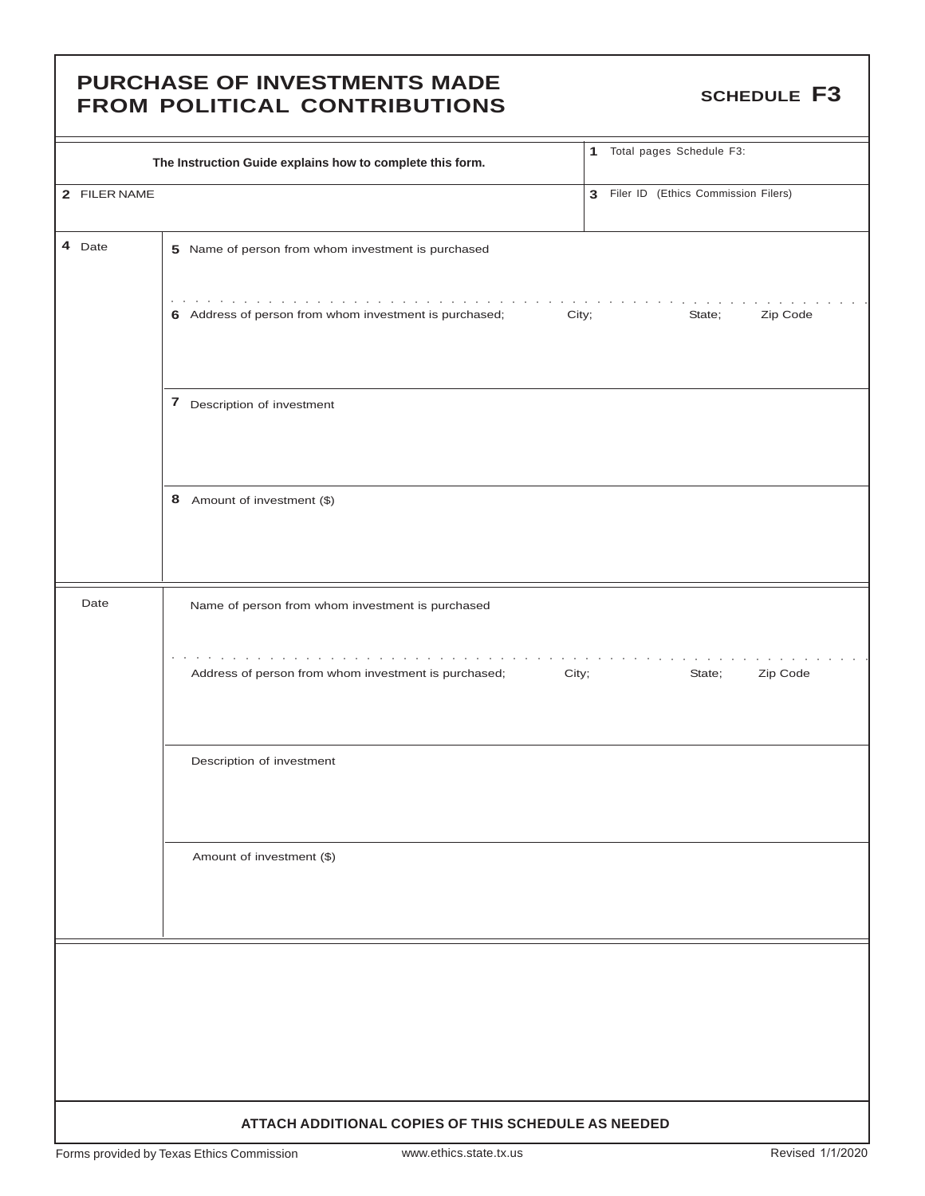# PURCHASE OF INVESTMENTS MADE FROM POLITICAL CONTRIBUTIONS

**SCHEDULE F3**

| The Instruction Guide explains how to complete this form. | 1 Total pages Schedule F3: |
|---|---|
| 2 FILER NAME | 3 Filer ID (Ethics Commission Filers) |

| 4 Date | |
|---|---|
| | 5 Name of person from whom investment is purchased |
| | 6 Address of person from whom investment is purchased; City; State; Zip Code |
| | 7 Description of investment |
| | 8 Amount of investment ($) |

| Date | |
|---|---|
| | Name of person from whom investment is purchased |
| | Address of person from whom investment is purchased; City; State; Zip Code |
| | Description of investment |
| | Amount of investment ($) |

**ATTACH ADDITIONAL COPIES OF THIS SCHEDULE AS NEEDED**

Forms provided by Texas Ethics Commission www.ethics.state.tx.us Revised 1/1/2020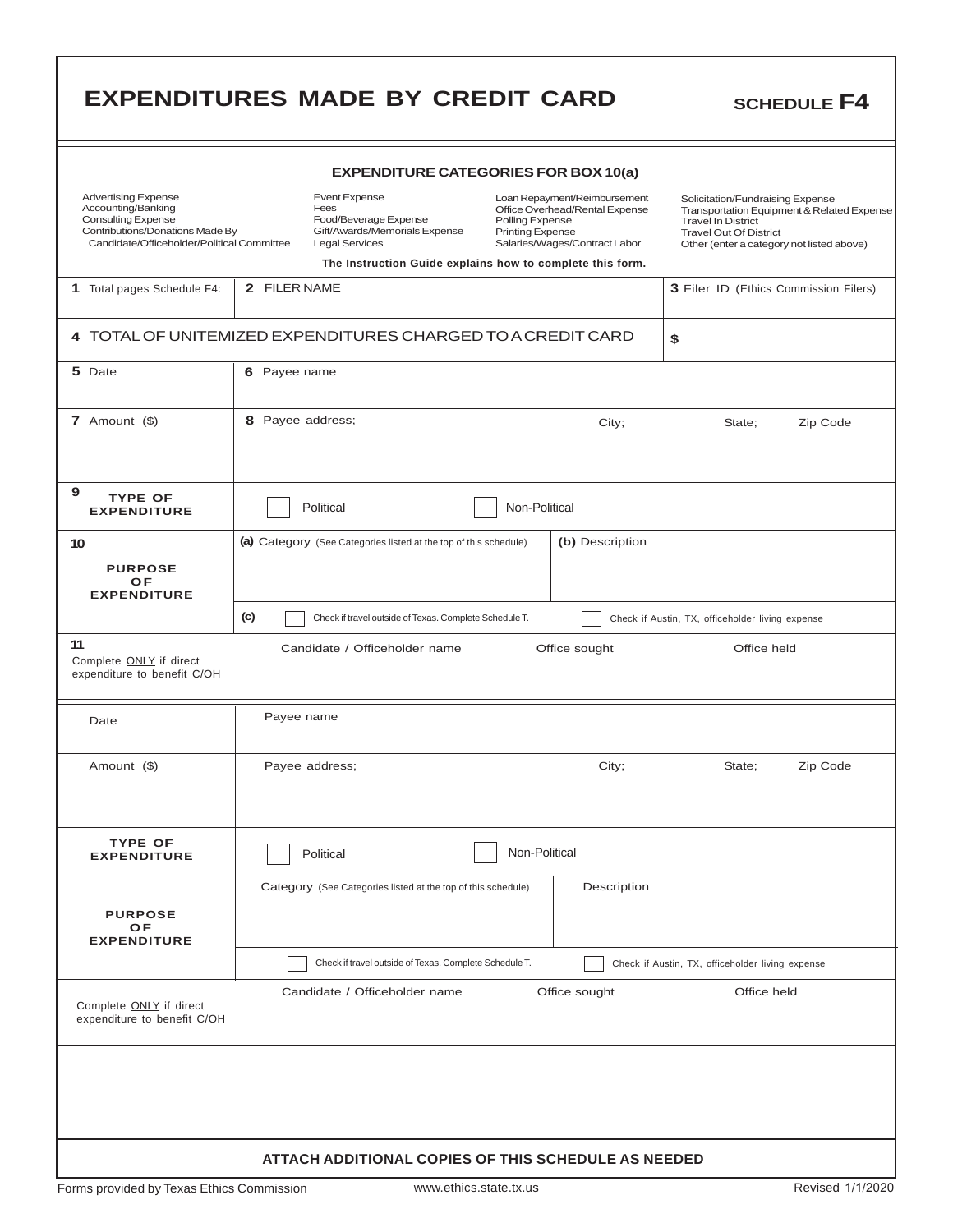# EXPENDITURES MADE BY CREDIT CARD

**SCHEDULE F4**

### EXPENDITURE CATEGORIES FOR BOX 10(a)

| | | | |
|---|---|---|---|
| Advertising Expense<br>Accounting/Banking<br>Consulting Expense<br>Contributions/Donations Made By Candidate/Officeholder/Political Committee | Event Expense<br>Fees<br>Food/Beverage Expense<br>Gift/Awards/Memorials Expense<br>Legal Services | Loan Repayment/Reimbursement<br>Office Overhead/Rental Expense<br>Polling Expense<br>Printing Expense<br>Salaries/Wages/Contract Labor | Solicitation/Fundraising Expense<br>Transportation Equipment & Related Expense<br>Travel In District<br>Travel Out Of District<br>Other (enter a category not listed above) |

**The Instruction Guide explains how to complete this form.**

| | | |
|---|---|---|
| **1** Total pages Schedule F4: | **2** FILER NAME | **3** Filer ID (Ethics Commission Filers) |
| **4** TOTAL OF UNITEMIZED EXPENDITURES CHARGED TO A CREDIT CARD | | **$** |

| | |
|---|---|
| **5** Date | **6** Payee name |
| **7** Amount ($) | **8** Payee address; City; State; Zip Code |
| **9** **TYPE OF EXPENDITURE** | ☐ Political ☐ Non-Political |
| **10** **PURPOSE OF EXPENDITURE** | **(a)** Category (See Categories listed at the top of this schedule) / **(b)** Description |
| | **(c)** ☐ Check if travel outside of Texas. Complete Schedule T. ☐ Check if Austin, TX, officeholder living expense |
| **11** Complete ONLY if direct expenditure to benefit C/OH | Candidate / Officeholder name / Office sought / Office held |

| | |
|---|---|
| Date | Payee name |
| Amount ($) | Payee address; City; State; Zip Code |
| **TYPE OF EXPENDITURE** | ☐ Political ☐ Non-Political |
| **PURPOSE OF EXPENDITURE** | Category (See Categories listed at the top of this schedule) / Description |
| | ☐ Check if travel outside of Texas. Complete Schedule T. ☐ Check if Austin, TX, officeholder living expense |
| Complete ONLY if direct expenditure to benefit C/OH | Candidate / Officeholder name / Office sought / Office held |

**ATTACH ADDITIONAL COPIES OF THIS SCHEDULE AS NEEDED**

Forms provided by Texas Ethics Commission www.ethics.state.tx.us Revised 1/1/2020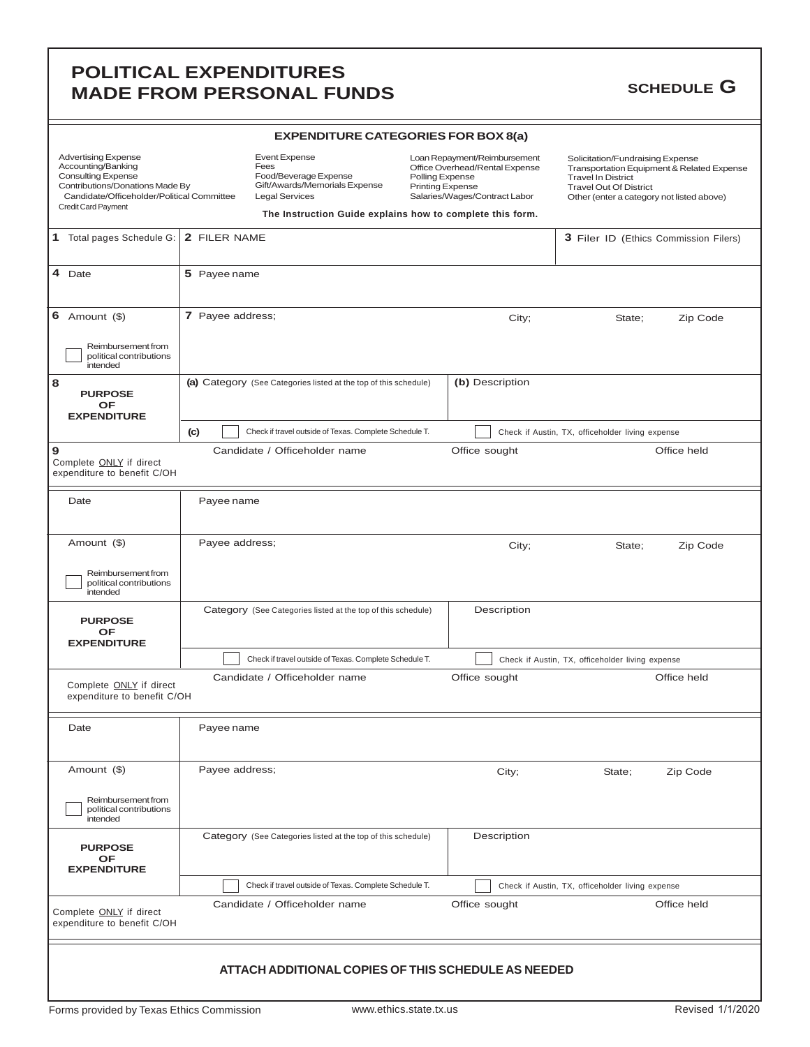# POLITICAL EXPENDITURES MADE FROM PERSONAL FUNDS

**SCHEDULE G**

### EXPENDITURE CATEGORIES FOR BOX 8(a)

| | | | |
|---|---|---|---|
| Advertising Expense<br>Accounting/Banking<br>Consulting Expense<br>Contributions/Donations Made By Candidate/Officeholder/Political Committee<br>Credit Card Payment | Event Expense<br>Fees<br>Food/Beverage Expense<br>Gift/Awards/Memorials Expense<br>Legal Services | Loan Repayment/Reimbursement<br>Office Overhead/Rental Expense<br>Polling Expense<br>Printing Expense<br>Salaries/Wages/Contract Labor | Solicitation/Fundraising Expense<br>Transportation Equipment & Related Expense<br>Travel In District<br>Travel Out Of District<br>Other (enter a category not listed above) |

**The Instruction Guide explains how to complete this form.**

| | | | |
|---|---|---|---|
| **1** Total pages Schedule G: | **2** FILER NAME | | **3** Filer ID (Ethics Commission Filers) |
| **4** Date | **5** Payee name | | |
| **6** Amount ($)<br><br>☐ Reimbursement from political contributions intended | **7** Payee address; | City; | State; Zip Code |
| **8** **PURPOSE OF EXPENDITURE** | **(a)** Category (See Categories listed at the top of this schedule) | **(b)** Description | |
| | **(c)** ☐ Check if travel outside of Texas. Complete Schedule T. | ☐ Check if Austin, TX, officeholder living expense | |
| **9** Complete ONLY if direct expenditure to benefit C/OH | Candidate / Officeholder name | Office sought | Office held |

| | | | |
|---|---|---|---|
| Date | Payee name | | |
| Amount ($)<br><br>☐ Reimbursement from political contributions intended | Payee address; | City; | State; Zip Code |
| **PURPOSE OF EXPENDITURE** | Category (See Categories listed at the top of this schedule) | Description | |
| | ☐ Check if travel outside of Texas. Complete Schedule T. | ☐ Check if Austin, TX, officeholder living expense | |
| Complete ONLY if direct expenditure to benefit C/OH | Candidate / Officeholder name | Office sought | Office held |

| | | | |
|---|---|---|---|
| Date | Payee name | | |
| Amount ($)<br><br>☐ Reimbursement from political contributions intended | Payee address; | City; | State; Zip Code |
| **PURPOSE OF EXPENDITURE** | Category (See Categories listed at the top of this schedule) | Description | |
| | ☐ Check if travel outside of Texas. Complete Schedule T. | ☐ Check if Austin, TX, officeholder living expense | |
| Complete ONLY if direct expenditure to benefit C/OH | Candidate / Officeholder name | Office sought | Office held |

**ATTACH ADDITIONAL COPIES OF THIS SCHEDULE AS NEEDED**

Forms provided by Texas Ethics Commission www.ethics.state.tx.us Revised 1/1/2020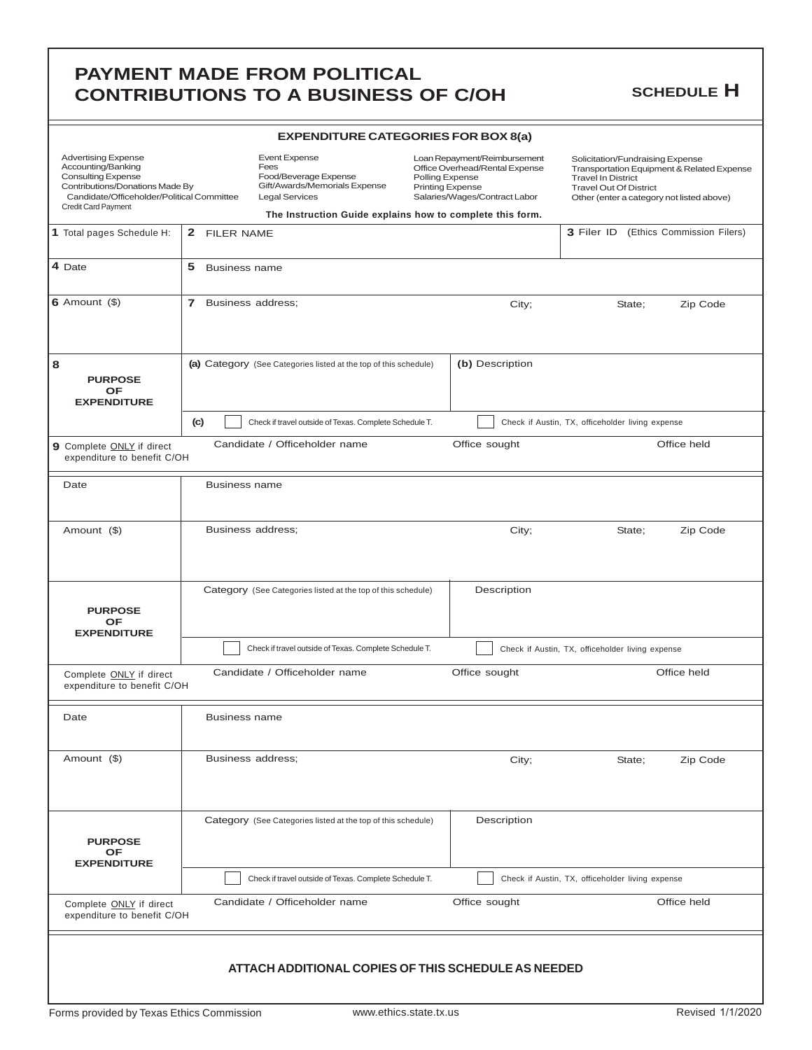# PAYMENT MADE FROM POLITICAL CONTRIBUTIONS TO A BUSINESS OF C/OH

**SCHEDULE H**

**EXPENDITURE CATEGORIES FOR BOX 8(a)**

| | | | |
|---|---|---|---|
| Advertising Expense | Event Expense | Loan Repayment/Reimbursement | Solicitation/Fundraising Expense |
| Accounting/Banking | Fees | Office Overhead/Rental Expense | Transportation Equipment & Related Expense |
| Consulting Expense | Food/Beverage Expense | Polling Expense | Travel In District |
| Contributions/Donations Made By Candidate/Officeholder/Political Committee | Gift/Awards/Memorials Expense | Printing Expense | Travel Out Of District |
| Credit Card Payment | Legal Services | Salaries/Wages/Contract Labor | Other (enter a category not listed above) |

**The Instruction Guide explains how to complete this form.**

| | | | | |
|---|---|---|---|---|
| **1** Total pages Schedule H: | **2** FILER NAME | | **3** Filer ID (Ethics Commission Filers) | |
| **4** Date | **5** Business name | | | |
| **6** Amount ($) | **7** Business address; | City; | State; | Zip Code |
| **8** PURPOSE OF EXPENDITURE | **(a)** Category (See Categories listed at the top of this schedule) | **(b)** Description | | |
| | **(c)** ☐ Check if travel outside of Texas. Complete Schedule T. | ☐ Check if Austin, TX, officeholder living expense | | |
| **9** Complete ONLY if direct expenditure to benefit C/OH | Candidate / Officeholder name | Office sought | Office held | |

| | | | | |
|---|---|---|---|---|
| Date | Business name | | | |
| Amount ($) | Business address; | City; | State; | Zip Code |
| PURPOSE OF EXPENDITURE | Category (See Categories listed at the top of this schedule) | Description | | |
| | ☐ Check if travel outside of Texas. Complete Schedule T. | ☐ Check if Austin, TX, officeholder living expense | | |
| Complete ONLY if direct expenditure to benefit C/OH | Candidate / Officeholder name | Office sought | Office held | |

| | | | | |
|---|---|---|---|---|
| Date | Business name | | | |
| Amount ($) | Business address; | City; | State; | Zip Code |
| PURPOSE OF EXPENDITURE | Category (See Categories listed at the top of this schedule) | Description | | |
| | ☐ Check if travel outside of Texas. Complete Schedule T. | ☐ Check if Austin, TX, officeholder living expense | | |
| Complete ONLY if direct expenditure to benefit C/OH | Candidate / Officeholder name | Office sought | Office held | |

**ATTACH ADDITIONAL COPIES OF THIS SCHEDULE AS NEEDED**

Forms provided by Texas Ethics Commission www.ethics.state.tx.us Revised 1/1/2020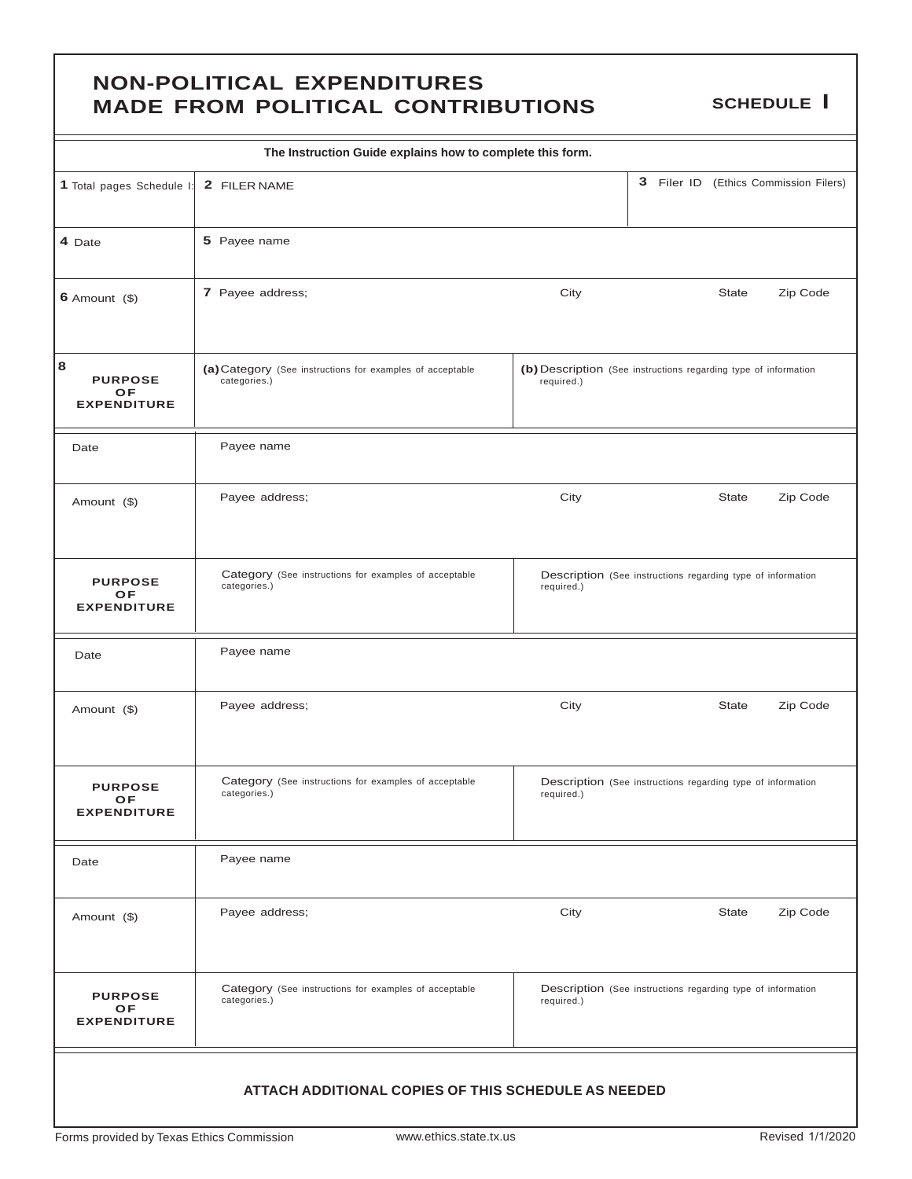# NON-POLITICAL EXPENDITURES MADE FROM POLITICAL CONTRIBUTIONS

**SCHEDULE I**

**The Instruction Guide explains how to complete this form.**

| **1** Total pages Schedule I: | **2** FILER NAME | | **3** Filer ID (Ethics Commission Filers) |
|---|---|---|---|
| **4** Date | **5** Payee name | | |
| **6** Amount ($) | **7** Payee address; City State Zip Code | | |
| **8** **PURPOSE OF EXPENDITURE** | **(a)** Category (See instructions for examples of acceptable categories.) | **(b)** Description (See instructions regarding type of information required.) | |

| Date | Payee name | |
|---|---|---|
| Amount ($) | Payee address; City State Zip Code | |
| **PURPOSE OF EXPENDITURE** | Category (See instructions for examples of acceptable categories.) | Description (See instructions regarding type of information required.) |

| Date | Payee name | |
|---|---|---|
| Amount ($) | Payee address; City State Zip Code | |
| **PURPOSE OF EXPENDITURE** | Category (See instructions for examples of acceptable categories.) | Description (See instructions regarding type of information required.) |

| Date | Payee name | |
|---|---|---|
| Amount ($) | Payee address; City State Zip Code | |
| **PURPOSE OF EXPENDITURE** | Category (See instructions for examples of acceptable categories.) | Description (See instructions regarding type of information required.) |

**ATTACH ADDITIONAL COPIES OF THIS SCHEDULE AS NEEDED**

Forms provided by Texas Ethics Commission www.ethics.state.tx.us Revised 1/1/2020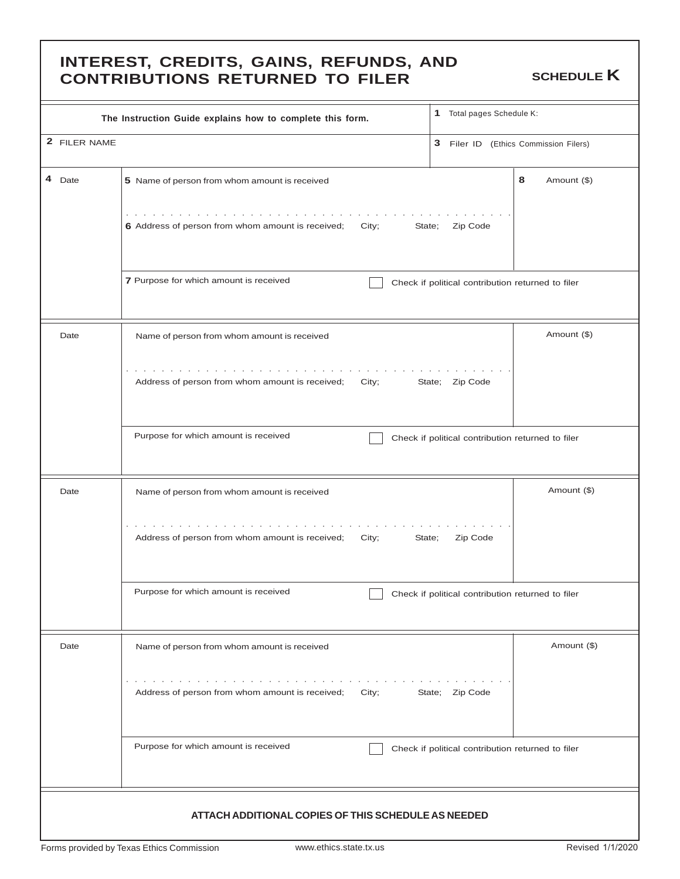# INTEREST, CREDITS, GAINS, REFUNDS, AND CONTRIBUTIONS RETURNED TO FILER

**SCHEDULE K**

| **The Instruction Guide explains how to complete this form.** | **1** Total pages Schedule K: |
|---|---|
| **2** FILER NAME | **3** Filer ID (Ethics Commission Filers) |

| **4** Date | | **8** Amount ($) |
|---|---|---|
| | **5** Name of person from whom amount is received | |
| | **6** Address of person from whom amount is received; City; State; Zip Code | |
| | **7** Purpose for which amount is received ☐ Check if political contribution returned to filer | |

| Date | | Amount ($) |
|---|---|---|
| | Name of person from whom amount is received | |
| | Address of person from whom amount is received; City; State; Zip Code | |
| | Purpose for which amount is received ☐ Check if political contribution returned to filer | |

| Date | | Amount ($) |
|---|---|---|
| | Name of person from whom amount is received | |
| | Address of person from whom amount is received; City; State; Zip Code | |
| | Purpose for which amount is received ☐ Check if political contribution returned to filer | |

| Date | | Amount ($) |
|---|---|---|
| | Name of person from whom amount is received | |
| | Address of person from whom amount is received; City; State; Zip Code | |
| | Purpose for which amount is received ☐ Check if political contribution returned to filer | |

**ATTACH ADDITIONAL COPIES OF THIS SCHEDULE AS NEEDED**

Forms provided by Texas Ethics Commission www.ethics.state.tx.us Revised 1/1/2020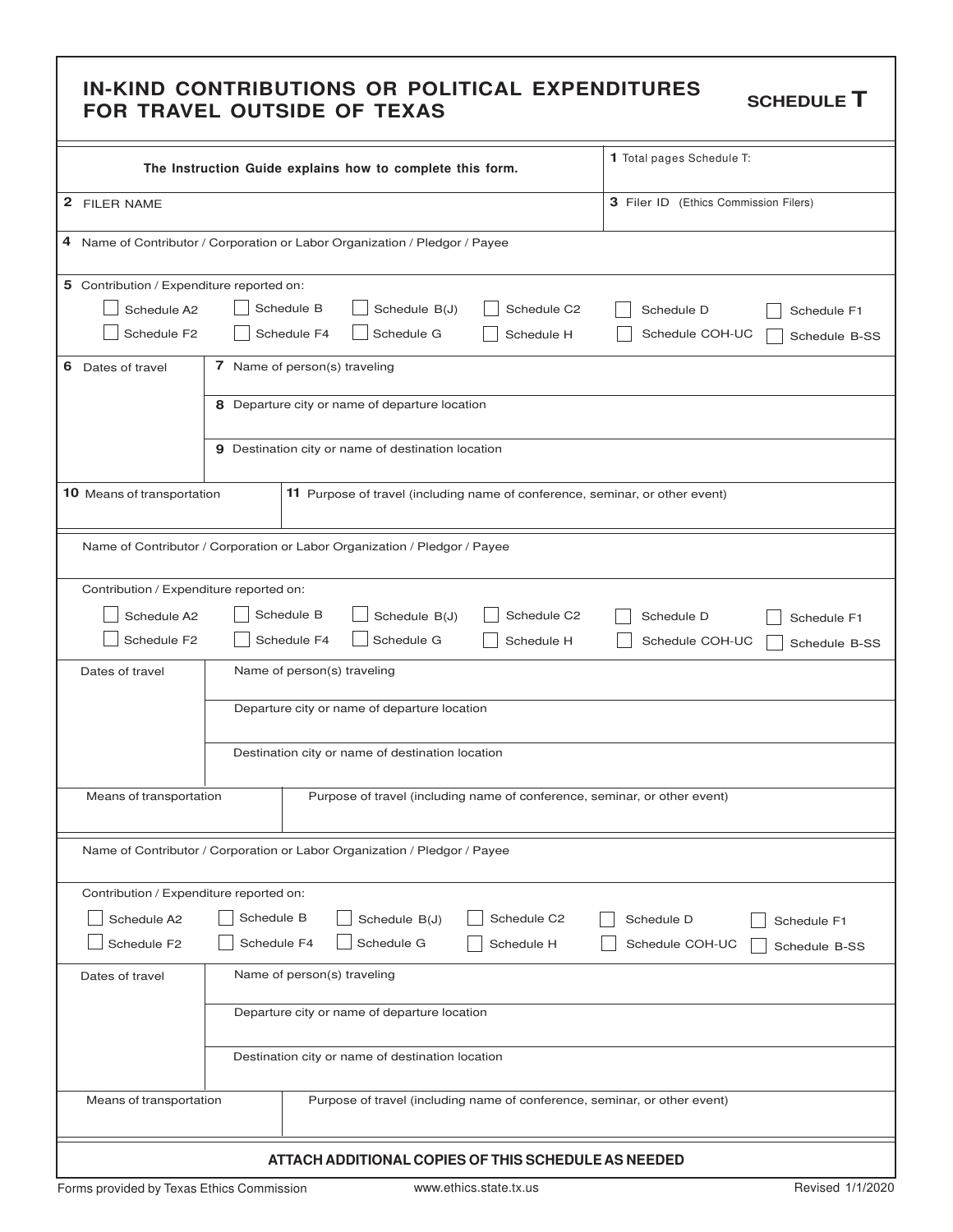# IN-KIND CONTRIBUTIONS OR POLITICAL EXPENDITURES FOR TRAVEL OUTSIDE OF TEXAS

**SCHEDULE T**

| The Instruction Guide explains how to complete this form. | 1 Total pages Schedule T: |
|---|---|
| 2 FILER NAME | 3 Filer ID (Ethics Commission Filers) |

4 Name of Contributor / Corporation or Labor Organization / Pledgor / Payee

5 Contribution / Expenditure reported on:

☐ Schedule A2 ☐ Schedule B ☐ Schedule B(J) ☐ Schedule C2 ☐ Schedule D ☐ Schedule F1
☐ Schedule F2 ☐ Schedule F4 ☐ Schedule G ☐ Schedule H ☐ Schedule COH-UC ☐ Schedule B-SS

| 6 Dates of travel | 7 Name of person(s) traveling |
|---|---|
| | 8 Departure city or name of departure location |
| | 9 Destination city or name of destination location |

| 10 Means of transportation | 11 Purpose of travel (including name of conference, seminar, or other event) |
|---|---|

Name of Contributor / Corporation or Labor Organization / Pledgor / Payee

Contribution / Expenditure reported on:

☐ Schedule A2 ☐ Schedule B ☐ Schedule B(J) ☐ Schedule C2 ☐ Schedule D ☐ Schedule F1
☐ Schedule F2 ☐ Schedule F4 ☐ Schedule G ☐ Schedule H ☐ Schedule COH-UC ☐ Schedule B-SS

| Dates of travel | Name of person(s) traveling |
|---|---|
| | Departure city or name of departure location |
| | Destination city or name of destination location |

| Means of transportation | Purpose of travel (including name of conference, seminar, or other event) |
|---|---|

Name of Contributor / Corporation or Labor Organization / Pledgor / Payee

Contribution / Expenditure reported on:

☐ Schedule A2 ☐ Schedule B ☐ Schedule B(J) ☐ Schedule C2 ☐ Schedule D ☐ Schedule F1
☐ Schedule F2 ☐ Schedule F4 ☐ Schedule G ☐ Schedule H ☐ Schedule COH-UC ☐ Schedule B-SS

| Dates of travel | Name of person(s) traveling |
|---|---|
| | Departure city or name of departure location |
| | Destination city or name of destination location |

| Means of transportation | Purpose of travel (including name of conference, seminar, or other event) |
|---|---|

**ATTACH ADDITIONAL COPIES OF THIS SCHEDULE AS NEEDED**

Forms provided by Texas Ethics Commission    www.ethics.state.tx.us    Revised 1/1/2020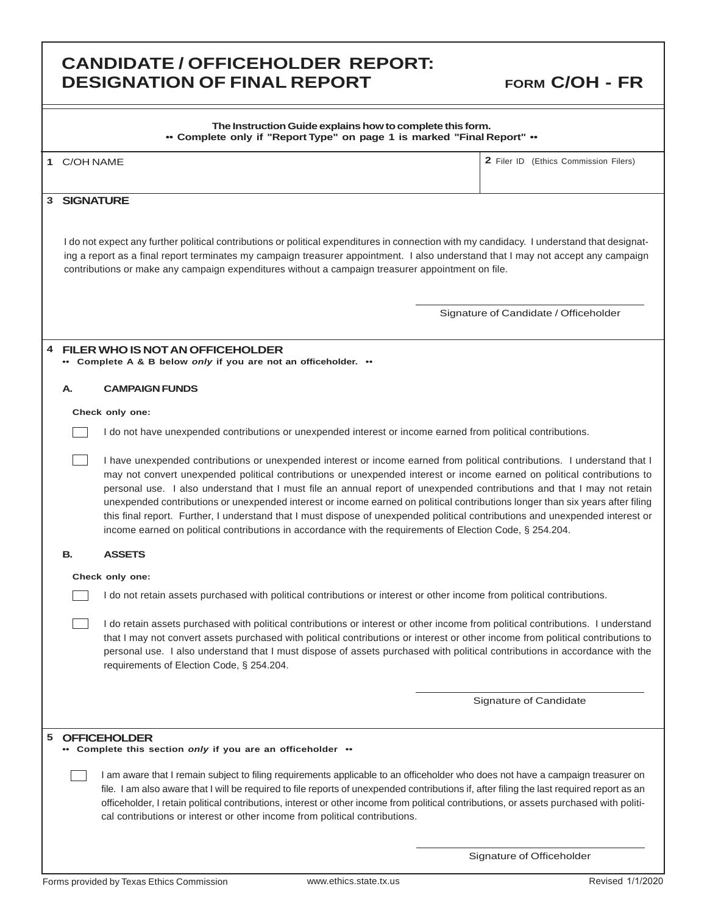# CANDIDATE / OFFICEHOLDER REPORT: DESIGNATION OF FINAL REPORT

**FORM C/OH - FR**

**The Instruction Guide explains how to complete this form.**
**•• Complete only if "Report Type" on page 1 is marked "Final Report" ••**

| 1 C/OH NAME | 2 Filer ID (Ethics Commission Filers) |
|---|---|
| | |

## 3 SIGNATURE

I do not expect any further political contributions or political expenditures in connection with my candidacy. I understand that designating a report as a final report terminates my campaign treasurer appointment. I also understand that I may not accept any campaign contributions or make any campaign expenditures without a campaign treasurer appointment on file.

______________________________
Signature of Candidate / Officeholder

## 4 FILER WHO IS NOT AN OFFICEHOLDER

**•• Complete A & B below *only* if you are not an officeholder. ••**

### A. CAMPAIGN FUNDS

**Check only one:**

- [ ] I do not have unexpended contributions or unexpended interest or income earned from political contributions.
- [ ] I have unexpended contributions or unexpended interest or income earned from political contributions. I understand that I may not convert unexpended political contributions or unexpended interest or income earned on political contributions to personal use. I also understand that I must file an annual report of unexpended contributions and that I may not retain unexpended contributions or unexpended interest or income earned on political contributions longer than six years after filing this final report. Further, I understand that I must dispose of unexpended political contributions and unexpended interest or income earned on political contributions in accordance with the requirements of Election Code, § 254.204.

### B. ASSETS

**Check only one:**

- [ ] I do not retain assets purchased with political contributions or interest or other income from political contributions.
- [ ] I do retain assets purchased with political contributions or interest or other income from political contributions. I understand that I may not convert assets purchased with political contributions or interest or other income from political contributions to personal use. I also understand that I must dispose of assets purchased with political contributions in accordance with the requirements of Election Code, § 254.204.

______________________________
Signature of Candidate

## 5 OFFICEHOLDER

**•• Complete this section *only* if you are an officeholder ••**

- [ ] I am aware that I remain subject to filing requirements applicable to an officeholder who does not have a campaign treasurer on file. I am also aware that I will be required to file reports of unexpended contributions if, after filing the last required report as an officeholder, I retain political contributions, interest or other income from political contributions, or assets purchased with political contributions or interest or other income from political contributions.

______________________________
Signature of Officeholder

Forms provided by Texas Ethics Commission www.ethics.state.tx.us Revised 1/1/2020